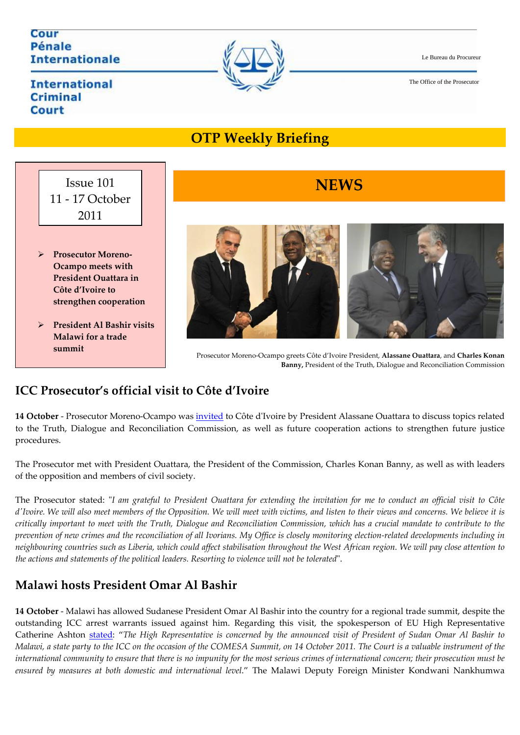Cour Pénale Internationale

International Criminal Court

Le Bureau du Procureur

The Office of the Prosecutor

# OTP Weekly Briefing

Issue 101
11 - 17 October 2011

- **Prosecutor Moreno-Ocampo meets with President Ouattara in Côte d'Ivoire to strengthen cooperation**
- **President Al Bashir visits Malawi for a trade summit**

## NEWS

Prosecutor Moreno-Ocampo greets Côte d'Ivoire President, **Alassane Ouattara**, and **Charles Konan Banny,** President of the Truth, Dialogue and Reconciliation Commission

## ICC Prosecutor's official visit to Côte d'Ivoire

**14 October** - Prosecutor Moreno-Ocampo was invited to Côte d'Ivoire by President Alassane Ouattara to discuss topics related to the Truth, Dialogue and Reconciliation Commission, as well as future cooperation actions to strengthen future justice procedures.

The Prosecutor met with President Ouattara, the President of the Commission, Charles Konan Banny, as well as with leaders of the opposition and members of civil society.

The Prosecutor stated: "*I am grateful to President Ouattara for extending the invitation for me to conduct an official visit to Côte d'Ivoire. We will also meet members of the Opposition. We will meet with victims, and listen to their views and concerns. We believe it is critically important to meet with the Truth, Dialogue and Reconciliation Commission, which has a crucial mandate to contribute to the prevention of new crimes and the reconciliation of all Ivorians. My Office is closely monitoring election-related developments including in neighbouring countries such as Liberia, which could affect stabilisation throughout the West African region. We will pay close attention to the actions and statements of the political leaders. Resorting to violence will not be tolerated*".

## Malawi hosts President Omar Al Bashir

**14 October** - Malawi has allowed Sudanese President Omar Al Bashir into the country for a regional trade summit, despite the outstanding ICC arrest warrants issued against him. Regarding this visit, the spokesperson of EU High Representative Catherine Ashton stated: "*The High Representative is concerned by the announced visit of President of Sudan Omar Al Bashir to Malawi, a state party to the ICC on the occasion of the COMESA Summit, on 14 October 2011. The Court is a valuable instrument of the international community to ensure that there is no impunity for the most serious crimes of international concern; their prosecution must be ensured by measures at both domestic and international level*." The Malawi Deputy Foreign Minister Kondwani Nankhumwa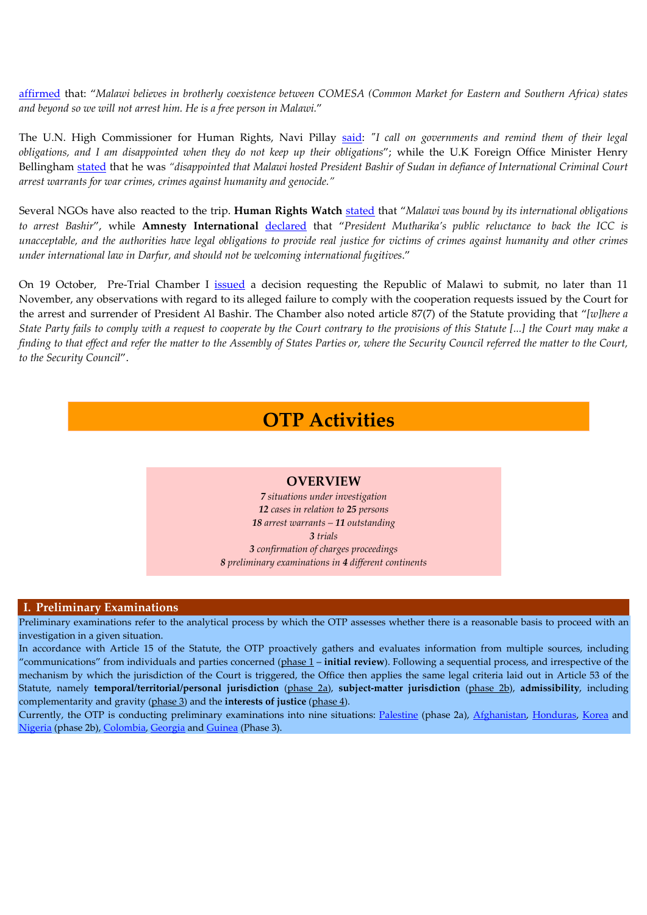affirmed that: "*Malawi believes in brotherly coexistence between COMESA (Common Market for Eastern and Southern Africa) states and beyond so we will not arrest him. He is a free person in Malawi.*"

The U.N. High Commissioner for Human Rights, Navi Pillay said: *"I call on governments and remind them of their legal obligations, and I am disappointed when they do not keep up their obligations*"; while the U.K Foreign Office Minister Henry Bellingham stated that he was *"disappointed that Malawi hosted President Bashir of Sudan in defiance of International Criminal Court arrest warrants for war crimes, crimes against humanity and genocide."*

Several NGOs have also reacted to the trip. **Human Rights Watch** stated that "*Malawi was bound by its international obligations to arrest Bashir*", while **Amnesty International** declared that "*President Mutharika's public reluctance to back the ICC is unacceptable, and the authorities have legal obligations to provide real justice for victims of crimes against humanity and other crimes under international law in Darfur, and should not be welcoming international fugitives*."

On 19 October, Pre-Trial Chamber I issued a decision requesting the Republic of Malawi to submit, no later than 11 November, any observations with regard to its alleged failure to comply with the cooperation requests issued by the Court for the arrest and surrender of President Al Bashir. The Chamber also noted article 87(7) of the Statute providing that "*[w]here a State Party fails to comply with a request to cooperate by the Court contrary to the provisions of this Statute [...] the Court may make a finding to that effect and refer the matter to the Assembly of States Parties or, where the Security Council referred the matter to the Court, to the Security Council*".

# OTP Activities

## OVERVIEW

***7** situations under investigation*
***12** cases in relation to **25** persons*
***18** arrest warrants – **11** outstanding*
***3** trials*
***3** confirmation of charges proceedings*
***8** preliminary examinations in **4** different continents*

## I. Preliminary Examinations

Preliminary examinations refer to the analytical process by which the OTP assesses whether there is a reasonable basis to proceed with an investigation in a given situation.

In accordance with Article 15 of the Statute, the OTP proactively gathers and evaluates information from multiple sources, including "communications" from individuals and parties concerned (phase 1 – **initial review**). Following a sequential process, and irrespective of the mechanism by which the jurisdiction of the Court is triggered, the Office then applies the same legal criteria laid out in Article 53 of the Statute, namely **temporal/territorial/personal jurisdiction** (phase 2a), **subject-matter jurisdiction** (phase 2b), **admissibility**, including complementarity and gravity (phase 3) and the **interests of justice** (phase 4).

Currently, the OTP is conducting preliminary examinations into nine situations: Palestine (phase 2a), Afghanistan, Honduras, Korea and Nigeria (phase 2b), Colombia, Georgia and Guinea (Phase 3).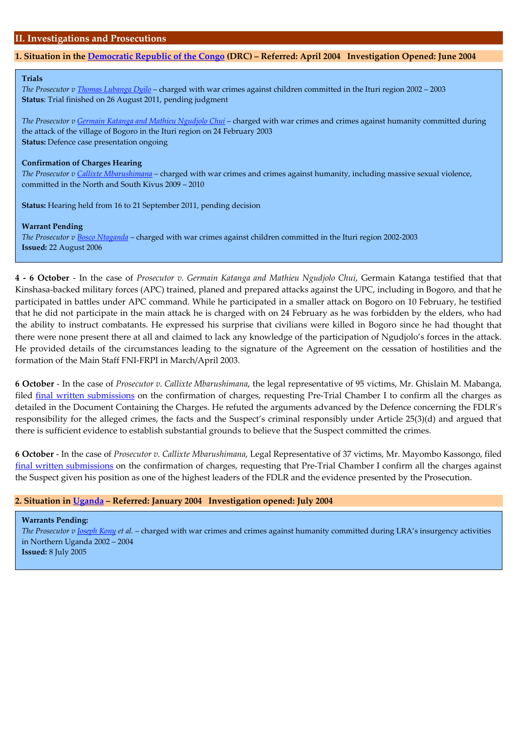## II. Investigations and Prosecutions

### 1. Situation in the Democratic Republic of the Congo (DRC) – Referred: April 2004 Investigation Opened: June 2004

**Trials**

*The Prosecutor v Thomas Lubanga Dyilo* – charged with war crimes against children committed in the Ituri region 2002 – 2003
**Status**: Trial finished on 26 August 2011, pending judgment

*The Prosecutor v Germain Katanga and Mathieu Ngudjolo Chui* – charged with war crimes and crimes against humanity committed during the attack of the village of Bogoro in the Ituri region on 24 February 2003
**Status:** Defence case presentation ongoing

**Confirmation of Charges Hearing**

*The Prosecutor v Callixte Mbarushimana* – charged with war crimes and crimes against humanity, including massive sexual violence, committed in the North and South Kivus 2009 – 2010

**Status:** Hearing held from 16 to 21 September 2011, pending decision

**Warrant Pending**

*The Prosecutor v Bosco Ntaganda* – charged with war crimes against children committed in the Ituri region 2002-2003
**Issued:** 22 August 2006

**4 - 6 October** - In the case of *Prosecutor v. Germain Katanga and Mathieu Ngudjolo Chui*, Germain Katanga testified that that Kinshasa-backed military forces (APC) trained, planed and prepared attacks against the UPC, including in Bogoro, and that he participated in battles under APC command. While he participated in a smaller attack on Bogoro on 10 February, he testified that he did not participate in the main attack he is charged with on 24 February as he was forbidden by the elders, who had the ability to instruct combatants. He expressed his surprise that civilians were killed in Bogoro since he had thought that there were none present there at all and claimed to lack any knowledge of the participation of Ngudjolo's forces in the attack. He provided details of the circumstances leading to the signature of the Agreement on the cessation of hostilities and the formation of the Main Staff FNI-FRPI in March/April 2003.

**6 October** - In the case of *Prosecutor v. Callixte Mbarushimana*, the legal representative of 95 victims, Mr. Ghislain M. Mabanga, filed final written submissions on the confirmation of charges, requesting Pre-Trial Chamber I to confirm all the charges as detailed in the Document Containing the Charges. He refuted the arguments advanced by the Defence concerning the FDLR's responsibility for the alleged crimes, the facts and the Suspect's criminal responsibly under Article 25(3)(d) and argued that there is sufficient evidence to establish substantial grounds to believe that the Suspect committed the crimes.

**6 October** - In the case of *Prosecutor v. Callixte Mbarushimana*, Legal Representative of 37 victims, Mr. Mayombo Kassongo, filed final written submissions on the confirmation of charges, requesting that Pre-Trial Chamber I confirm all the charges against the Suspect given his position as one of the highest leaders of the FDLR and the evidence presented by the Prosecution.

### 2. Situation in Uganda – Referred: January 2004 Investigation opened: July 2004

**Warrants Pending:**

*The Prosecutor v Joseph Kony et al.* – charged with war crimes and crimes against humanity committed during LRA's insurgency activities in Northern Uganda 2002 – 2004
**Issued:** 8 July 2005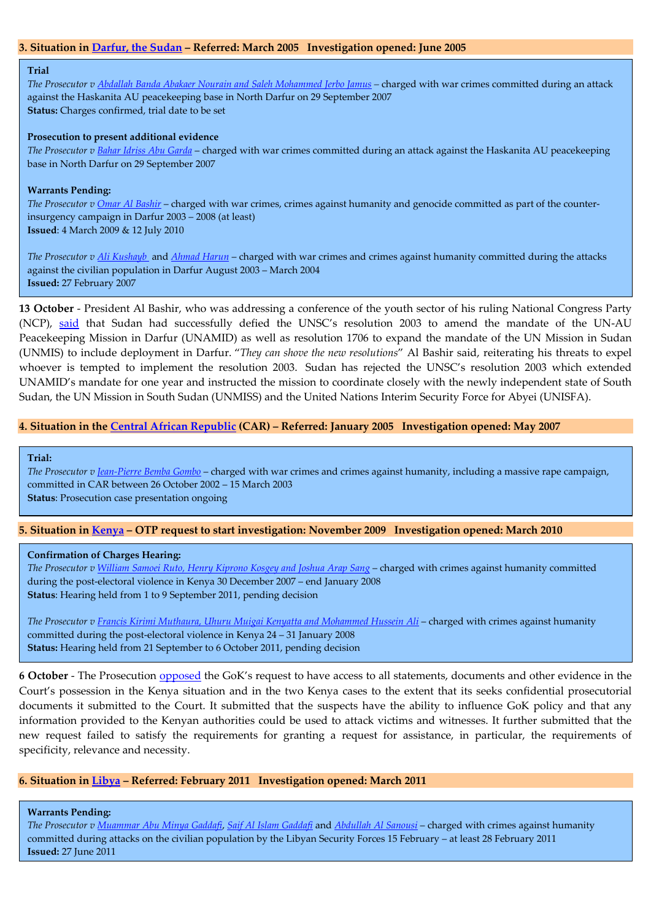### 3. Situation in Darfur, the Sudan – Referred: March 2005 Investigation opened: June 2005

**Trial**
*The Prosecutor v Abdallah Banda Abakaer Nourain and Saleh Mohammed Jerbo Jamus* – charged with war crimes committed during an attack against the Haskanita AU peacekeeping base in North Darfur on 29 September 2007
**Status:** Charges confirmed, trial date to be set

**Prosecution to present additional evidence**
*The Prosecutor v Bahar Idriss Abu Garda* – charged with war crimes committed during an attack against the Haskanita AU peacekeeping base in North Darfur on 29 September 2007

**Warrants Pending:**
*The Prosecutor v Omar Al Bashir* – charged with war crimes, crimes against humanity and genocide committed as part of the counter-insurgency campaign in Darfur 2003 – 2008 (at least)
**Issued**: 4 March 2009 & 12 July 2010

*The Prosecutor v Ali Kushayb and Ahmad Harun* – charged with war crimes and crimes against humanity committed during the attacks against the civilian population in Darfur August 2003 – March 2004
**Issued:** 27 February 2007

**13 October** - President Al Bashir, who was addressing a conference of the youth sector of his ruling National Congress Party (NCP), said that Sudan had successfully defied the UNSC's resolution 2003 to amend the mandate of the UN-AU Peacekeeping Mission in Darfur (UNAMID) as well as resolution 1706 to expand the mandate of the UN Mission in Sudan (UNMIS) to include deployment in Darfur. "*They can shove the new resolutions*" Al Bashir said, reiterating his threats to expel whoever is tempted to implement the resolution 2003. Sudan has rejected the UNSC's resolution 2003 which extended UNAMID's mandate for one year and instructed the mission to coordinate closely with the newly independent state of South Sudan, the UN Mission in South Sudan (UNMISS) and the United Nations Interim Security Force for Abyei (UNISFA).

### 4. Situation in the Central African Republic (CAR) – Referred: January 2005 Investigation opened: May 2007

**Trial:**
*The Prosecutor v Jean-Pierre Bemba Gombo* – charged with war crimes and crimes against humanity, including a massive rape campaign, committed in CAR between 26 October 2002 – 15 March 2003
**Status**: Prosecution case presentation ongoing

### 5. Situation in Kenya – OTP request to start investigation: November 2009 Investigation opened: March 2010

**Confirmation of Charges Hearing:**
*The Prosecutor v William Samoei Ruto, Henry Kiprono Kosgey and Joshua Arap Sang* – charged with crimes against humanity committed during the post-electoral violence in Kenya 30 December 2007 – end January 2008
**Status**: Hearing held from 1 to 9 September 2011, pending decision

*The Prosecutor v Francis Kirimi Muthaura, Uhuru Muigai Kenyatta and Mohammed Hussein Ali* – charged with crimes against humanity committed during the post-electoral violence in Kenya 24 – 31 January 2008
**Status:** Hearing held from 21 September to 6 October 2011, pending decision

**6 October** - The Prosecution opposed the GoK's request to have access to all statements, documents and other evidence in the Court's possession in the Kenya situation and in the two Kenya cases to the extent that its seeks confidential prosecutorial documents it submitted to the Court. It submitted that the suspects have the ability to influence GoK policy and that any information provided to the Kenyan authorities could be used to attack victims and witnesses. It further submitted that the new request failed to satisfy the requirements for granting a request for assistance, in particular, the requirements of specificity, relevance and necessity.

### 6. Situation in Libya – Referred: February 2011 Investigation opened: March 2011

**Warrants Pending:**
*The Prosecutor v Muammar Abu Minya Gaddafi, Saif Al Islam Gaddafi and Abdullah Al Sanousi* – charged with crimes against humanity committed during attacks on the civilian population by the Libyan Security Forces 15 February – at least 28 February 2011
**Issued:** 27 June 2011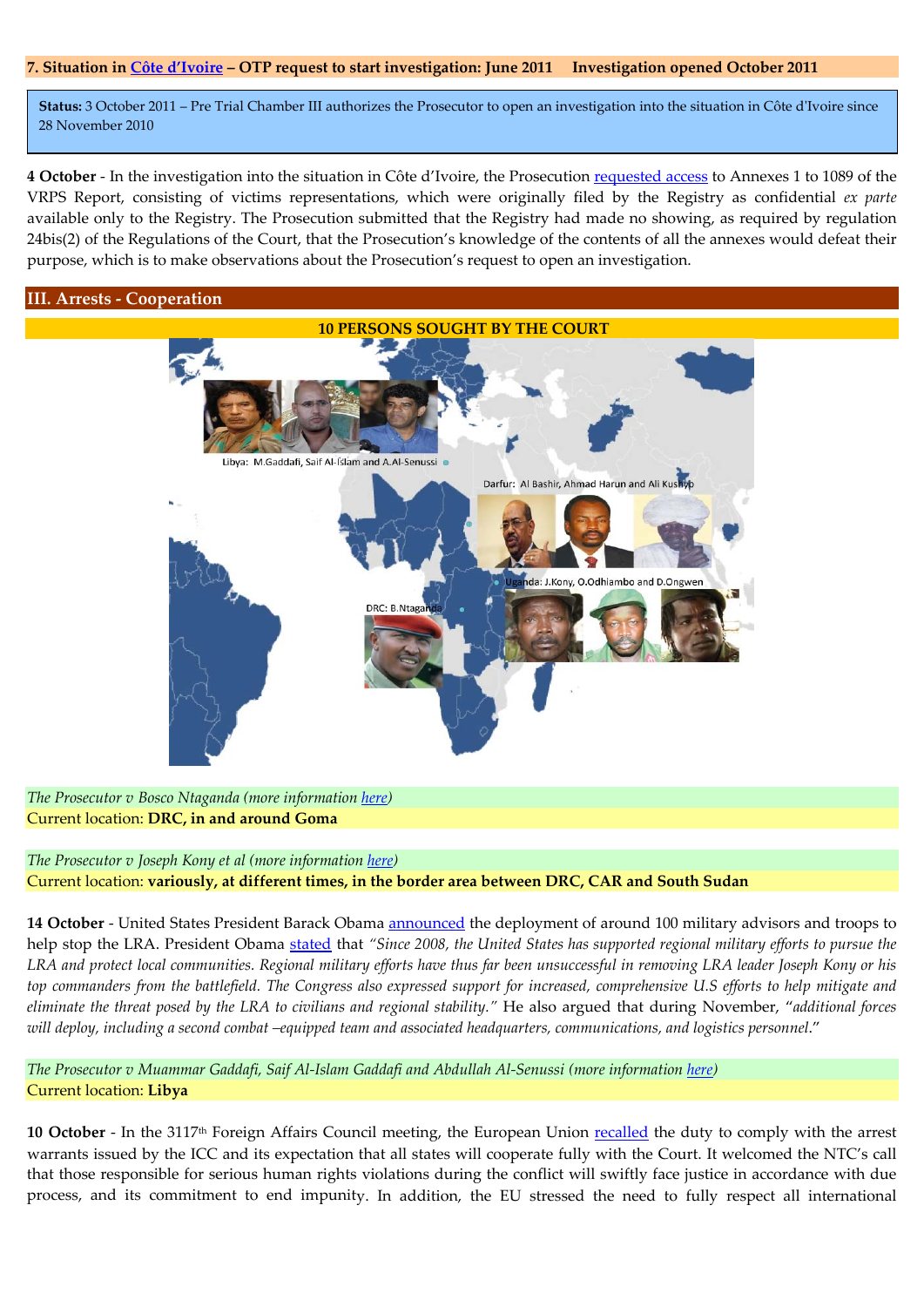**7. Situation in Côte d'Ivoire – OTP request to start investigation: June 2011 Investigation opened October 2011**

**Status:** 3 October 2011 – Pre Trial Chamber III authorizes the Prosecutor to open an investigation into the situation in Côte d'Ivoire since 28 November 2010

**4 October** - In the investigation into the situation in Côte d'Ivoire, the Prosecution requested access to Annexes 1 to 1089 of the VRPS Report, consisting of victims representations, which were originally filed by the Registry as confidential *ex parte* available only to the Registry. The Prosecution submitted that the Registry had made no showing, as required by regulation 24bis(2) of the Regulations of the Court, that the Prosecution's knowledge of the contents of all the annexes would defeat their purpose, which is to make observations about the Prosecution's request to open an investigation.

## III. Arrests - Cooperation

**10 PERSONS SOUGHT BY THE COURT**

Libya: M.Gaddafi, Saif Al-Islam and A.Al-Senussi

Darfur: Al Bashir, Ahmad Harun and Ali Kushyb

Uganda: J.Kony, O.Odhiambo and D.Ongwen

DRC: B.Ntaganda

*The Prosecutor v Bosco Ntaganda (more information here)*
Current location: **DRC, in and around Goma**

*The Prosecutor v Joseph Kony et al (more information here)*
Current location: **variously, at different times, in the border area between DRC, CAR and South Sudan**

**14 October** - United States President Barack Obama announced the deployment of around 100 military advisors and troops to help stop the LRA. President Obama stated that *"Since 2008, the United States has supported regional military efforts to pursue the LRA and protect local communities. Regional military efforts have thus far been unsuccessful in removing LRA leader Joseph Kony or his top commanders from the battlefield. The Congress also expressed support for increased, comprehensive U.S efforts to help mitigate and eliminate the threat posed by the LRA to civilians and regional stability."* He also argued that during November, "*additional forces will deploy, including a second combat –equipped team and associated headquarters, communications, and logistics personnel.*"

*The Prosecutor v Muammar Gaddafi, Saif Al-Islam Gaddafi and Abdullah Al-Senussi (more information here)*
Current location: **Libya**

**10 October** - In the 3117th Foreign Affairs Council meeting, the European Union recalled the duty to comply with the arrest warrants issued by the ICC and its expectation that all states will cooperate fully with the Court. It welcomed the NTC's call that those responsible for serious human rights violations during the conflict will swiftly face justice in accordance with due process, and its commitment to end impunity. In addition, the EU stressed the need to fully respect all international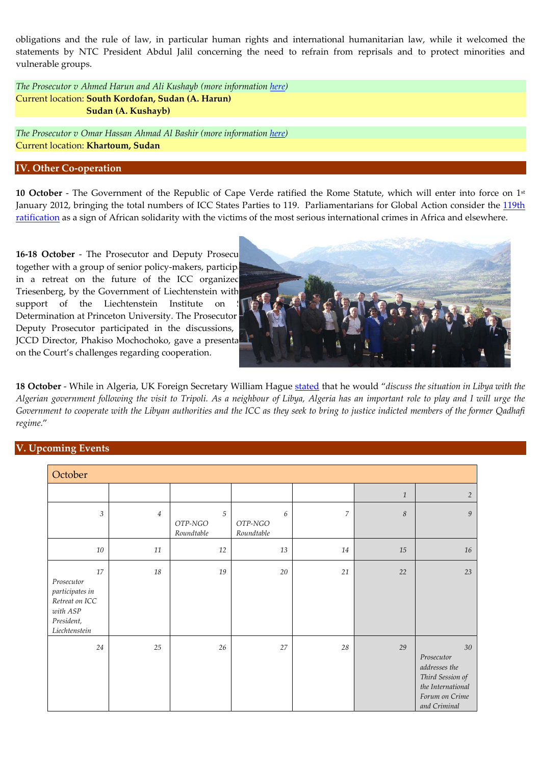obligations and the rule of law, in particular human rights and international humanitarian law, while it welcomed the statements by NTC President Abdul Jalil concerning the need to refrain from reprisals and to protect minorities and vulnerable groups.

*The Prosecutor v Ahmed Harun and Ali Kushayb (more information here)*
Current location: **South Kordofan, Sudan (A. Harun)**
**Sudan (A. Kushayb)**

*The Prosecutor v Omar Hassan Ahmad Al Bashir (more information here)*
Current location: **Khartoum, Sudan**

## IV. Other Co-operation

**10 October** - The Government of the Republic of Cape Verde ratified the Rome Statute, which will enter into force on 1st January 2012, bringing the total numbers of ICC States Parties to 119. Parliamentarians for Global Action consider the 119th ratification as a sign of African solidarity with the victims of the most serious international crimes in Africa and elsewhere.

**16-18 October** - The Prosecutor and Deputy Prosecu together with a group of senior policy-makers, particip in a retreat on the future of the ICC organized Triesenberg, by the Government of Liechtenstein with support of the Liechtenstein Institute on Determination at Princeton University. The Prosecutor Deputy Prosecutor participated in the discussions, JCCD Director, Phakiso Mochochoko, gave a presenta on the Court's challenges regarding cooperation.

**18 October** - While in Algeria, UK Foreign Secretary William Hague stated that he would "*discuss the situation in Libya with the Algerian government following the visit to Tripoli. As a neighbour of Libya, Algeria has an important role to play and I will urge the Government to cooperate with the Libyan authorities and the ICC as they seek to bring to justice indicted members of the former Qadhafi regime.*"

## V. Upcoming Events

| October | | | | | | |
|---|---|---|---|---|---|---|
| | | | | | 1 | 2 |
| 3 | 4 | 5 *OTP-NGO Roundtable* | 6 *OTP-NGO Roundtable* | 7 | 8 | 9 |
| 10 | 11 | 12 | 13 | 14 | 15 | 16 |
| 17 *Prosecutor participates in Retreat on ICC with ASP President, Liechtenstein* | 18 | 19 | 20 | 21 | 22 | 23 |
| 24 | 25 | 26 | 27 | 28 | 29 | 30 *Prosecutor addresses the Third Session of the International Forum on Crime and Criminal* |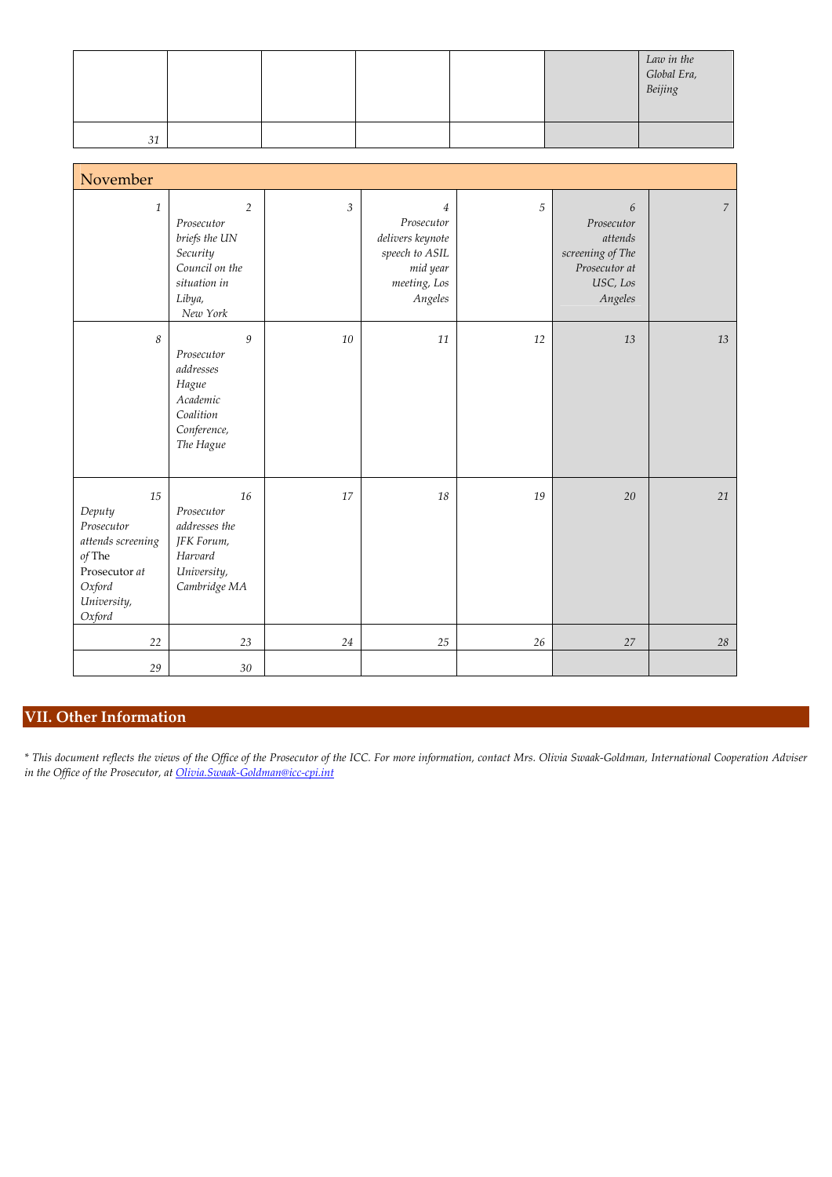| | | | | | | |
|---|---|---|---|---|---|---|
| | | | | | | *Law in the Global Era, Beijing* |
| 31 | | | | | | |

| November | | | | | | |
|---|---|---|---|---|---|---|
| 1 | 2 *Prosecutor briefs the UN Security Council on the situation in Libya, New York* | 3 | 4 *Prosecutor delivers keynote speech to ASIL mid year meeting, Los Angeles* | 5 | 6 *Prosecutor attends screening of The Prosecutor at USC, Los Angeles* | 7 |
| 8 | 9 *Prosecutor addresses Hague Academic Coalition Conference, The Hague* | 10 | 11 | 12 | 13 | 13 |
| 15 *Deputy Prosecutor attends screening of* The Prosecutor *at Oxford University, Oxford* | 16 *Prosecutor addresses the JFK Forum, Harvard University, Cambridge MA* | 17 | 18 | 19 | 20 | 21 |
| 22 | 23 | 24 | 25 | 26 | 27 | 28 |
| 29 | 30 | | | | | |

## VII. Other Information

*\* This document reflects the views of the Office of the Prosecutor of the ICC. For more information, contact Mrs. Olivia Swaak-Goldman, International Cooperation Adviser in the Office of the Prosecutor, at Olivia.Swaak-Goldman@icc-cpi.int*